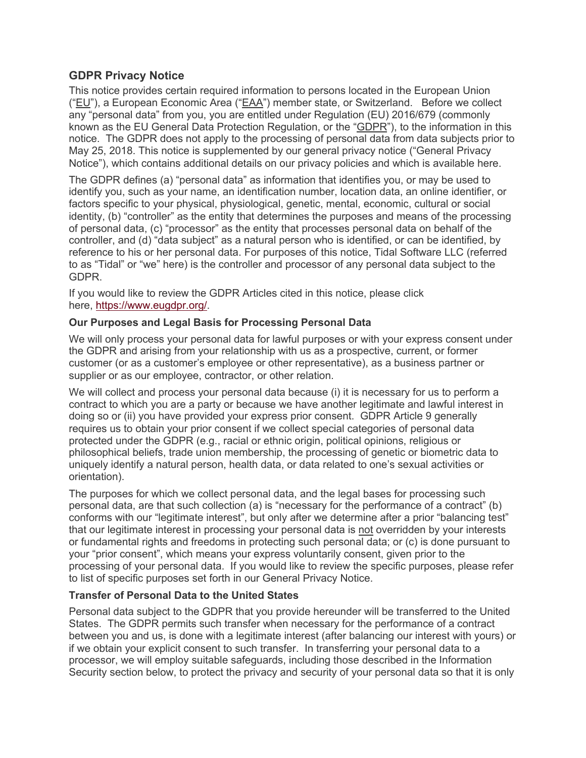## GDPR Privacy Notice

This notice provides certain required information to persons located in the European Union ("EU"), a European Economic Area ("EAA") member state, or Switzerland. Before we collect any "personal data" from you, you are entitled under Regulation (EU) 2016/679 (commonly known as the EU General Data Protection Regulation, or the "GDPR"), to the information in this notice. The GDPR does not apply to the processing of personal data from data subjects prior to May 25, 2018. This notice is supplemented by our general privacy notice ("General Privacy Notice"), which contains additional details on our privacy policies and which is available here.

The GDPR defines (a) "personal data" as information that identifies you, or may be used to identify you, such as your name, an identification number, location data, an online identifier, or factors specific to your physical, physiological, genetic, mental, economic, cultural or social identity, (b) "controller" as the entity that determines the purposes and means of the processing of personal data, (c) "processor" as the entity that processes personal data on behalf of the controller, and (d) "data subject" as a natural person who is identified, or can be identified, by reference to his or her personal data. For purposes of this notice, Tidal Software LLC (referred to as "Tidal" or "we" here) is the controller and processor of any personal data subject to the GDPR.

If you would like to review the GDPR Articles cited in this notice, please click here, https://www.eugdpr.org/.

### Our Purposes and Legal Basis for Processing Personal Data

We will only process your personal data for lawful purposes or with your express consent under the GDPR and arising from your relationship with us as a prospective, current, or former customer (or as a customer's employee or other representative), as a business partner or supplier or as our employee, contractor, or other relation.

We will collect and process your personal data because (i) it is necessary for us to perform a contract to which you are a party or because we have another legitimate and lawful interest in doing so or (ii) you have provided your express prior consent. GDPR Article 9 generally requires us to obtain your prior consent if we collect special categories of personal data protected under the GDPR (e.g., racial or ethnic origin, political opinions, religious or philosophical beliefs, trade union membership, the processing of genetic or biometric data to uniquely identify a natural person, health data, or data related to one's sexual activities or orientation).

The purposes for which we collect personal data, and the legal bases for processing such personal data, are that such collection (a) is "necessary for the performance of a contract" (b) conforms with our "legitimate interest", but only after we determine after a prior "balancing test" that our legitimate interest in processing your personal data is not overridden by your interests or fundamental rights and freedoms in protecting such personal data; or (c) is done pursuant to your "prior consent", which means your express voluntarily consent, given prior to the processing of your personal data. If you would like to review the specific purposes, please refer to list of specific purposes set forth in our General Privacy Notice.

### Transfer of Personal Data to the United States

Personal data subject to the GDPR that you provide hereunder will be transferred to the United States. The GDPR permits such transfer when necessary for the performance of a contract between you and us, is done with a legitimate interest (after balancing our interest with yours) or if we obtain your explicit consent to such transfer. In transferring your personal data to a processor, we will employ suitable safeguards, including those described in the Information Security section below, to protect the privacy and security of your personal data so that it is only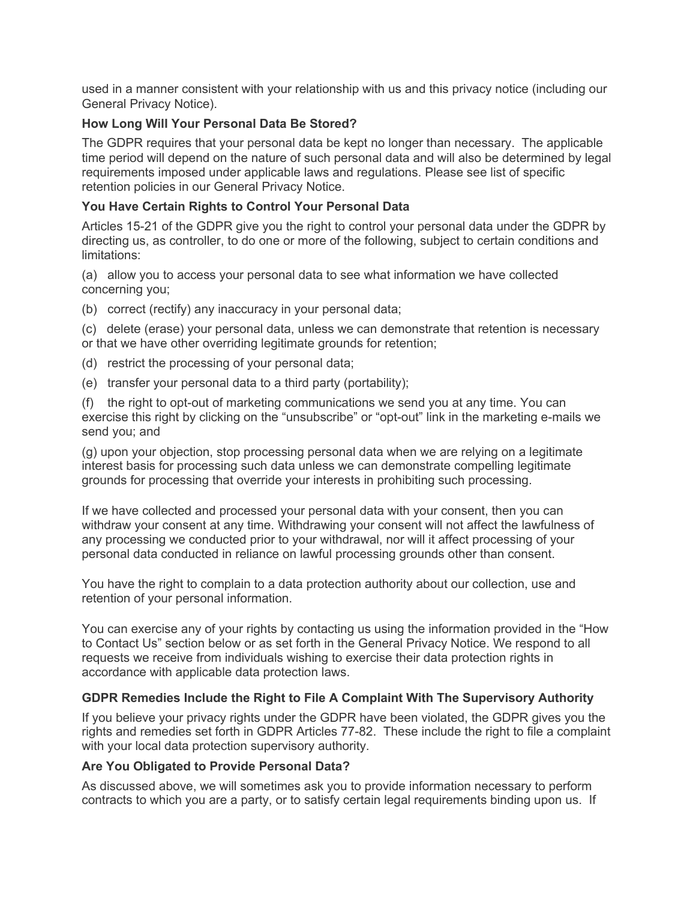used in a manner consistent with your relationship with us and this privacy notice (including our General Privacy Notice).

**How Long Will Your Personal Data Be Stored?**

The GDPR requires that your personal data be kept no longer than necessary. The applicable time period will depend on the nature of such personal data and will also be determined by legal requirements imposed under applicable laws and regulations. Please see list of specific retention policies in our General Privacy Notice.

**You Have Certain Rights to Control Your Personal Data**

Articles 15-21 of the GDPR give you the right to control your personal data under the GDPR by directing us, as controller, to do one or more of the following, subject to certain conditions and limitations:

(a) allow you to access your personal data to see what information we have collected concerning you;

(b) correct (rectify) any inaccuracy in your personal data;

(c) delete (erase) your personal data, unless we can demonstrate that retention is necessary or that we have other overriding legitimate grounds for retention;

(d) restrict the processing of your personal data;

(e) transfer your personal data to a third party (portability);

(f) the right to opt-out of marketing communications we send you at any time. You can exercise this right by clicking on the "unsubscribe" or "opt-out" link in the marketing e-mails we send you; and

(g) upon your objection, stop processing personal data when we are relying on a legitimate interest basis for processing such data unless we can demonstrate compelling legitimate grounds for processing that override your interests in prohibiting such processing.

If we have collected and processed your personal data with your consent, then you can withdraw your consent at any time. Withdrawing your consent will not affect the lawfulness of any processing we conducted prior to your withdrawal, nor will it affect processing of your personal data conducted in reliance on lawful processing grounds other than consent.

You have the right to complain to a data protection authority about our collection, use and retention of your personal information.

You can exercise any of your rights by contacting us using the information provided in the "How to Contact Us" section below or as set forth in the General Privacy Notice. We respond to all requests we receive from individuals wishing to exercise their data protection rights in accordance with applicable data protection laws.

**GDPR Remedies Include the Right to File A Complaint With The Supervisory Authority**

If you believe your privacy rights under the GDPR have been violated, the GDPR gives you the rights and remedies set forth in GDPR Articles 77-82. These include the right to file a complaint with your local data protection supervisory authority.

**Are You Obligated to Provide Personal Data?**

As discussed above, we will sometimes ask you to provide information necessary to perform contracts to which you are a party, or to satisfy certain legal requirements binding upon us. If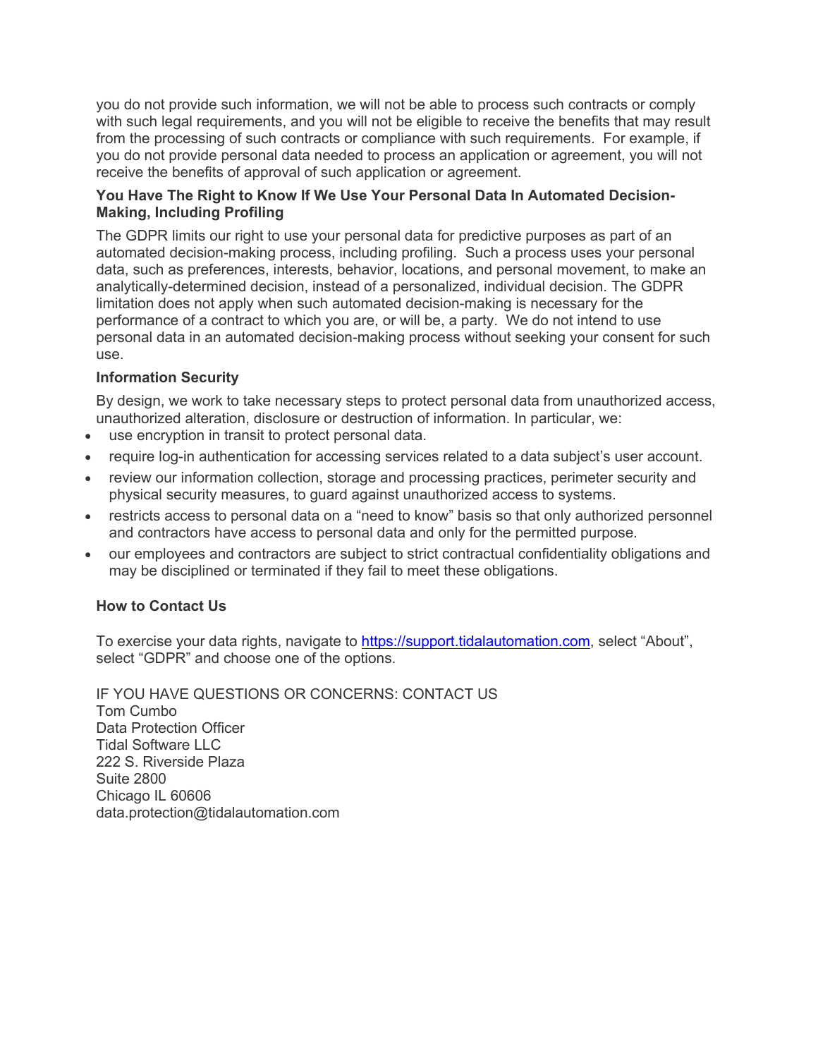you do not provide such information, we will not be able to process such contracts or comply with such legal requirements, and you will not be eligible to receive the benefits that may result from the processing of such contracts or compliance with such requirements. For example, if you do not provide personal data needed to process an application or agreement, you will not receive the benefits of approval of such application or agreement.

### You Have The Right to Know If We Use Your Personal Data In Automated Decision-Making, Including Profiling

The GDPR limits our right to use your personal data for predictive purposes as part of an automated decision-making process, including profiling. Such a process uses your personal data, such as preferences, interests, behavior, locations, and personal movement, to make an analytically-determined decision, instead of a personalized, individual decision. The GDPR limitation does not apply when such automated decision-making is necessary for the performance of a contract to which you are, or will be, a party. We do not intend to use personal data in an automated decision-making process without seeking your consent for such use.

### Information Security

By design, we work to take necessary steps to protect personal data from unauthorized access, unauthorized alteration, disclosure or destruction of information. In particular, we:

- use encryption in transit to protect personal data.
- require log-in authentication for accessing services related to a data subject's user account.
- review our information collection, storage and processing practices, perimeter security and physical security measures, to guard against unauthorized access to systems.
- restricts access to personal data on a "need to know" basis so that only authorized personnel and contractors have access to personal data and only for the permitted purpose.
- our employees and contractors are subject to strict contractual confidentiality obligations and may be disciplined or terminated if they fail to meet these obligations.

### How to Contact Us

To exercise your data rights, navigate to https://support.tidalautomation.com, select "About", select "GDPR" and choose one of the options.

IF YOU HAVE QUESTIONS OR CONCERNS: CONTACT US
Tom Cumbo
Data Protection Officer
Tidal Software LLC
222 S. Riverside Plaza
Suite 2800
Chicago IL 60606
data.protection@tidalautomation.com